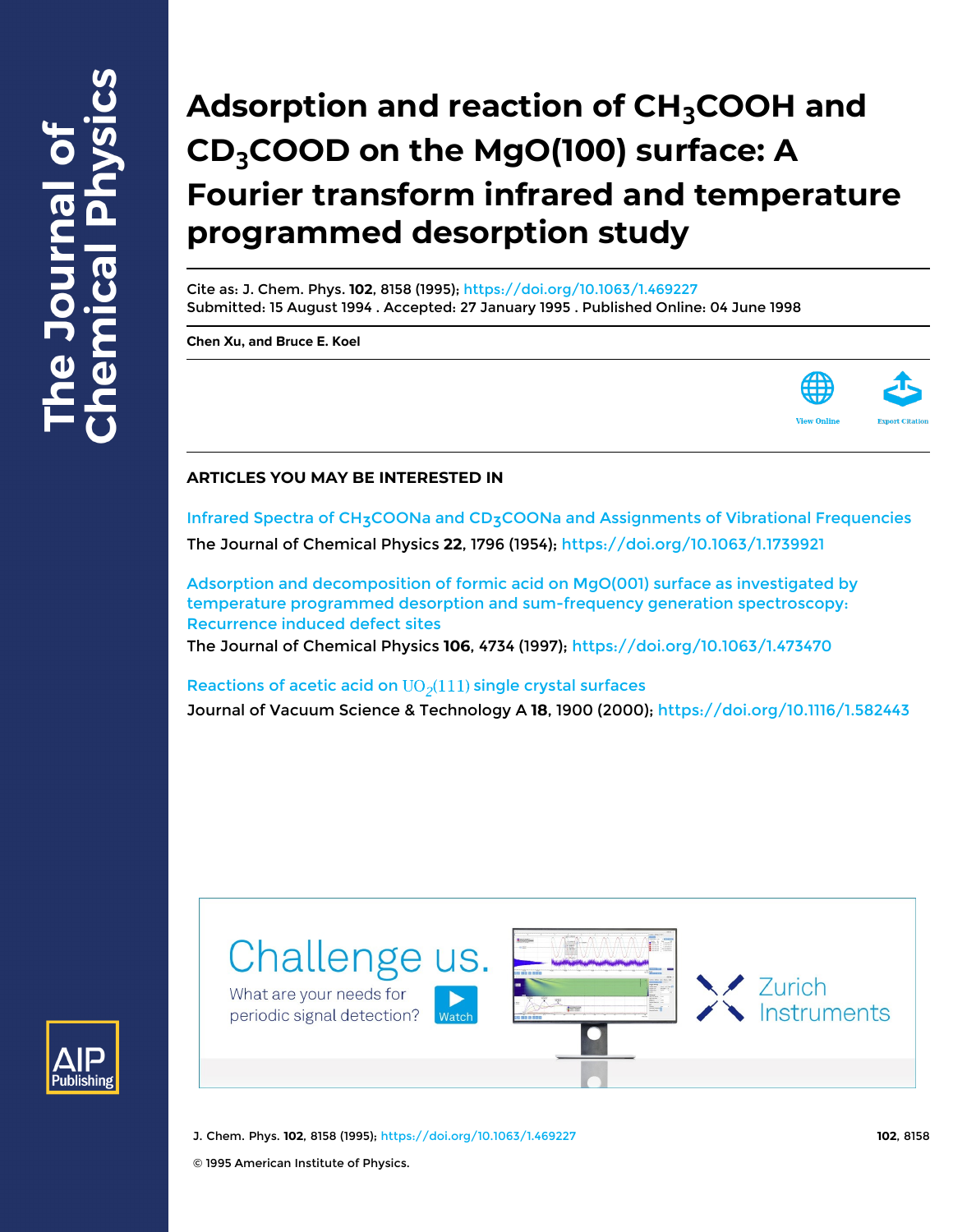# Adsorption and reaction of $CH_3COOH$ and $CD_3COOD$ on the MgO(100) surface: A Fourier transform infrared and temperature programmed desorption study

Cite as: J. Chem. Phys. **102**, 8158 (1995); https://doi.org/10.1063/1.469227
Submitted: 15 August 1994 . Accepted: 27 January 1995 . Published Online: 04 June 1998

**Chen Xu, and Bruce E. Koel**

## ARTICLES YOU MAY BE INTERESTED IN

Infrared Spectra of $CH_3COONa$ and $CD_3COONa$ and Assignments of Vibrational Frequencies
The Journal of Chemical Physics **22**, 1796 (1954); https://doi.org/10.1063/1.1739921

Adsorption and decomposition of formic acid on MgO(001) surface as investigated by temperature programmed desorption and sum-frequency generation spectroscopy: Recurrence induced defect sites
The Journal of Chemical Physics **106**, 4734 (1997); https://doi.org/10.1063/1.473470

Reactions of acetic acid on $UO_2(111)$ single crystal surfaces
Journal of Vacuum Science & Technology A **18**, 1900 (2000); https://doi.org/10.1116/1.582443

© 1995 American Institute of Physics.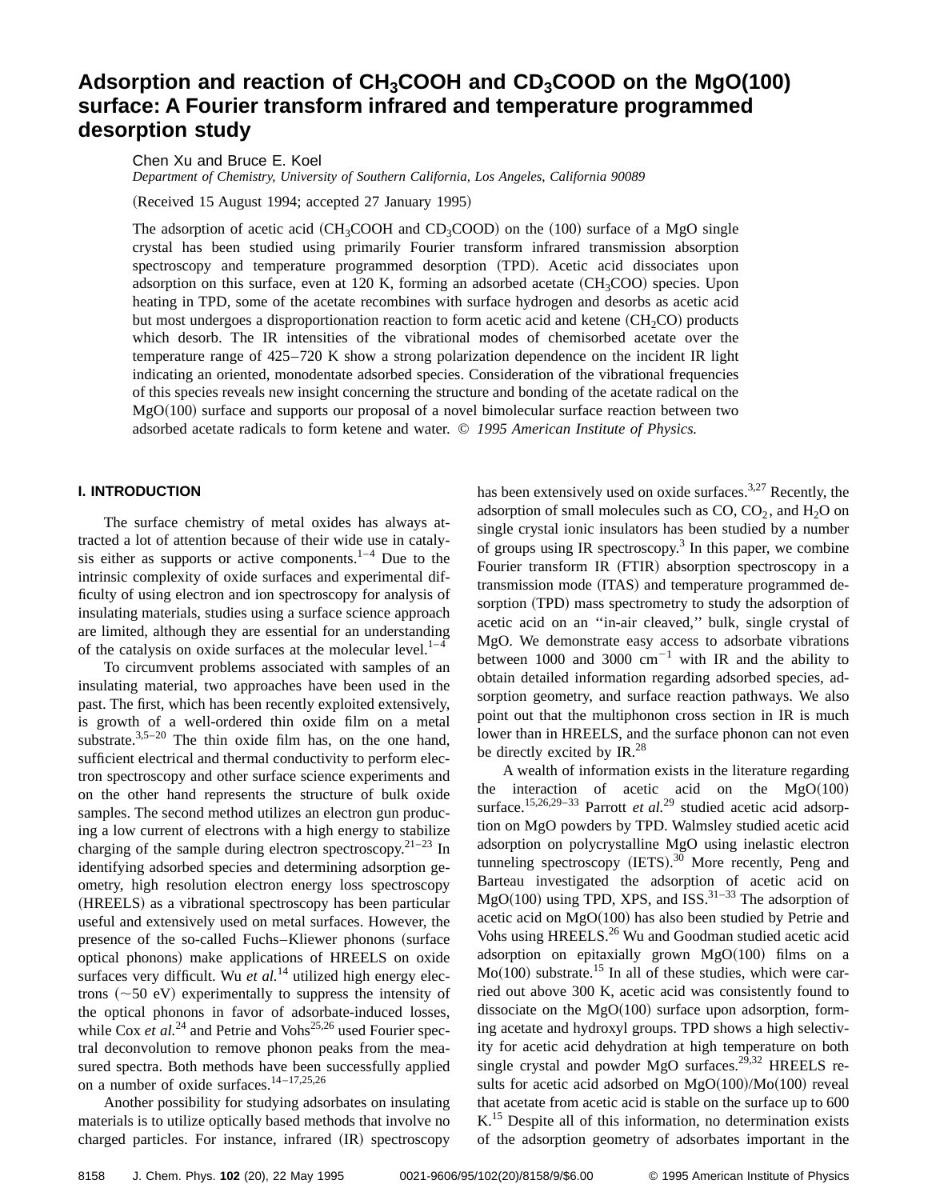# Adsorption and reaction of $CH_3COOH$ and $CD_3COOD$ on the MgO(100) surface: A Fourier transform infrared and temperature programmed desorption study

Chen Xu and Bruce E. Koel

*Department of Chemistry, University of Southern California, Los Angeles, California 90089*

(Received 15 August 1994; accepted 27 January 1995)

The adsorption of acetic acid ($CH_3COOH$ and $CD_3COOD$) on the (100) surface of a MgO single crystal has been studied using primarily Fourier transform infrared transmission absorption spectroscopy and temperature programmed desorption (TPD). Acetic acid dissociates upon adsorption on this surface, even at 120 K, forming an adsorbed acetate ($CH_3COO$) species. Upon heating in TPD, some of the acetate recombines with surface hydrogen and desorbs as acetic acid but most undergoes a disproportionation reaction to form acetic acid and ketene ($CH_2CO$) products which desorb. The IR intensities of the vibrational modes of chemisorbed acetate over the temperature range of 425–720 K show a strong polarization dependence on the incident IR light indicating an oriented, monodentate adsorbed species. Consideration of the vibrational frequencies of this species reveals new insight concerning the structure and bonding of the acetate radical on the MgO(100) surface and supports our proposal of a novel bimolecular surface reaction between two adsorbed acetate radicals to form ketene and water. © *1995 American Institute of Physics.*

## I. INTRODUCTION

The surface chemistry of metal oxides has always attracted a lot of attention because of their wide use in catalysis either as supports or active components.[1–4] Due to the intrinsic complexity of oxide surfaces and experimental difficulty of using electron and ion spectroscopy for analysis of insulating materials, studies using a surface science approach are limited, although they are essential for an understanding of the catalysis on oxide surfaces at the molecular level.[1–4]

To circumvent problems associated with samples of an insulating material, two approaches have been used in the past. The first, which has been recently exploited extensively, is growth of a well-ordered thin oxide film on a metal substrate.[3,5–20] The thin oxide film has, on the one hand, sufficient electrical and thermal conductivity to perform electron spectroscopy and other surface science experiments and on the other hand represents the structure of bulk oxide samples. The second method utilizes an electron gun producing a low current of electrons with a high energy to stabilize charging of the sample during electron spectroscopy.[21–23] In identifying adsorbed species and determining adsorption geometry, high resolution electron energy loss spectroscopy (HREELS) as a vibrational spectroscopy has been particular useful and extensively used on metal surfaces. However, the presence of the so-called Fuchs–Kliewer phonons (surface optical phonons) make applications of HREELS on oxide surfaces very difficult. Wu *et al.*[14] utilized high energy electrons (~50 eV) experimentally to suppress the intensity of the optical phonons in favor of adsorbate-induced losses, while Cox *et al.*[24] and Petrie and Vohs[25,26] used Fourier spectral deconvolution to remove phonon peaks from the measured spectra. Both methods have been successfully applied on a number of oxide surfaces.[14–17,25,26]

Another possibility for studying adsorbates on insulating materials is to utilize optically based methods that involve no charged particles. For instance, infrared (IR) spectroscopy has been extensively used on oxide surfaces.[3,27] Recently, the adsorption of small molecules such as CO, $CO_2$, and $H_2O$ on single crystal ionic insulators has been studied by a number of groups using IR spectroscopy.[3] In this paper, we combine Fourier transform IR (FTIR) absorption spectroscopy in a transmission mode (ITAS) and temperature programmed desorption (TPD) mass spectrometry to study the adsorption of acetic acid on an ''in-air cleaved,'' bulk, single crystal of MgO. We demonstrate easy access to adsorbate vibrations between 1000 and 3000 $cm^{-1}$ with IR and the ability to obtain detailed information regarding adsorbed species, adsorption geometry, and surface reaction pathways. We also point out that the multiphonon cross section in IR is much lower than in HREELS, and the surface phonon can not even be directly excited by IR.[28]

A wealth of information exists in the literature regarding the interaction of acetic acid on the MgO(100) surface.[15,26,29–33] Parrott *et al.*[29] studied acetic acid adsorption on MgO powders by TPD. Walmsley studied acetic acid adsorption on polycrystalline MgO using inelastic electron tunneling spectroscopy (IETS).[30] More recently, Peng and Barteau investigated the adsorption of acetic acid on MgO(100) using TPD, XPS, and ISS.[31–33] The adsorption of acetic acid on MgO(100) has also been studied by Petrie and Vohs using HREELS.[26] Wu and Goodman studied acetic acid adsorption on epitaxially grown MgO(100) films on a Mo(100) substrate.[15] In all of these studies, which were carried out above 300 K, acetic acid was consistently found to dissociate on the MgO(100) surface upon adsorption, forming acetate and hydroxyl groups. TPD shows a high selectivity for acetic acid dehydration at high temperature on both single crystal and powder MgO surfaces.[29,32] HREELS results for acetic acid adsorbed on MgO(100)/Mo(100) reveal that acetate from acetic acid is stable on the surface up to 600 K.[15] Despite all of this information, no determination exists of the adsorption geometry of adsorbates important in the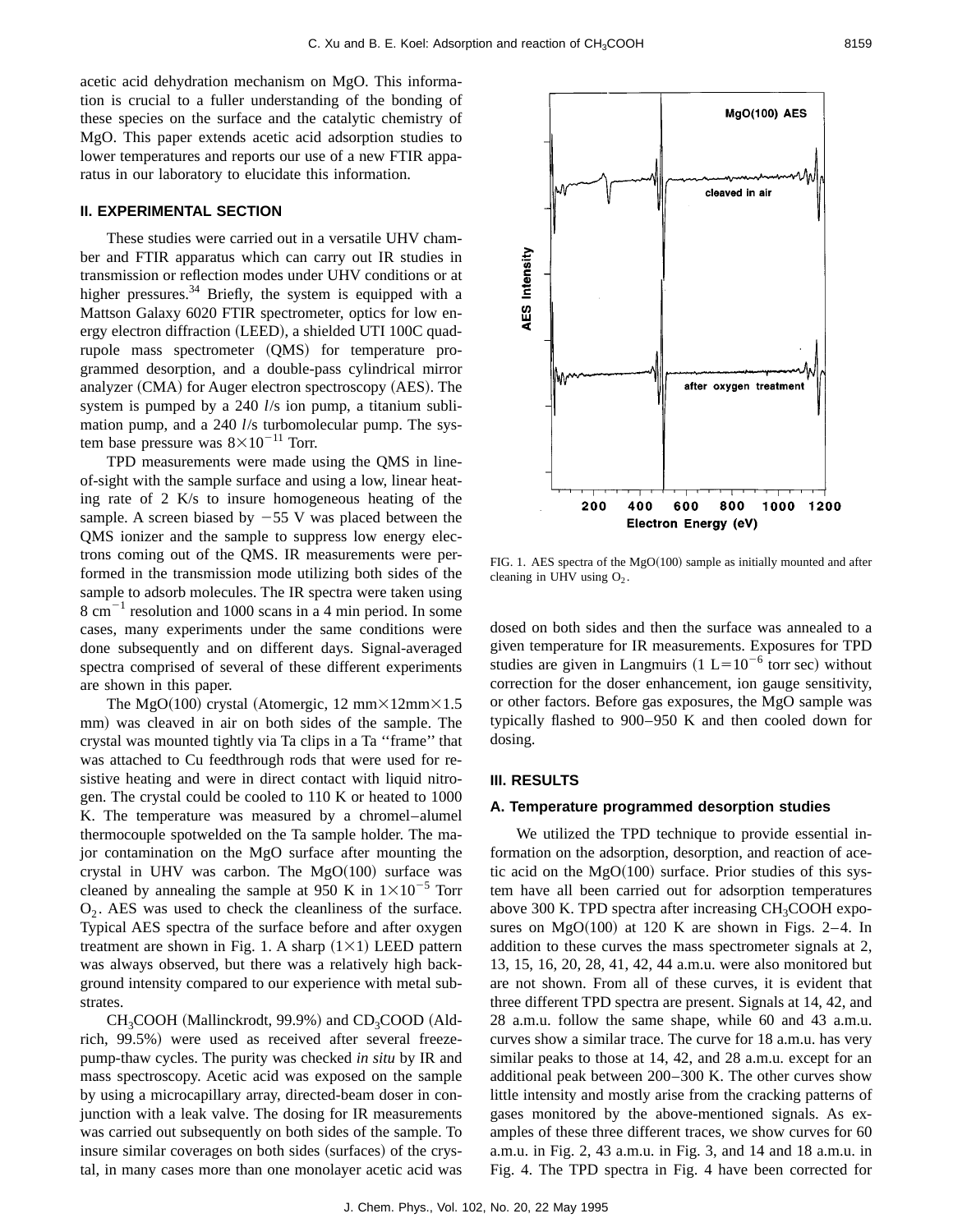acetic acid dehydration mechanism on MgO. This information is crucial to a fuller understanding of the bonding of these species on the surface and the catalytic chemistry of MgO. This paper extends acetic acid adsorption studies to lower temperatures and reports our use of a new FTIR apparatus in our laboratory to elucidate this information.

## II. EXPERIMENTAL SECTION

These studies were carried out in a versatile UHV chamber and FTIR apparatus which can carry out IR studies in transmission or reflection modes under UHV conditions or at higher pressures.[34] Briefly, the system is equipped with a Mattson Galaxy 6020 FTIR spectrometer, optics for low energy electron diffraction (LEED), a shielded UTI 100C quadrupole mass spectrometer (QMS) for temperature programmed desorption, and a double-pass cylindrical mirror analyzer (CMA) for Auger electron spectroscopy (AES). The system is pumped by a 240 *l*/s ion pump, a titanium sublimation pump, and a 240 *l*/s turbomolecular pump. The system base pressure was $8\times10^{-11}$ Torr.

TPD measurements were made using the QMS in line-of-sight with the sample surface and using a low, linear heating rate of 2 K/s to insure homogeneous heating of the sample. A screen biased by −55 V was placed between the QMS ionizer and the sample to suppress low energy electrons coming out of the QMS. IR measurements were performed in the transmission mode utilizing both sides of the sample to adsorb molecules. The IR spectra were taken using 8 $cm^{-1}$ resolution and 1000 scans in a 4 min period. In some cases, many experiments under the same conditions were done subsequently and on different days. Signal-averaged spectra comprised of several of these different experiments are shown in this paper.

The MgO(100) crystal (Atomergic, 12 mm×12mm×1.5 mm) was cleaved in air on both sides of the sample. The crystal was mounted tightly via Ta clips in a Ta "frame" that was attached to Cu feedthrough rods that were used for resistive heating and were in direct contact with liquid nitrogen. The crystal could be cooled to 110 K or heated to 1000 K. The temperature was measured by a chromel–alumel thermocouple spotwelded on the Ta sample holder. The major contamination on the MgO surface after mounting the crystal in UHV was carbon. The MgO(100) surface was cleaned by annealing the sample at 950 K in $1\times10^{-5}$ Torr $O_2$. AES was used to check the cleanliness of the surface. Typical AES spectra of the surface before and after oxygen treatment are shown in Fig. 1. A sharp (1×1) LEED pattern was always observed, but there was a relatively high background intensity compared to our experience with metal substrates.

$CH_3COOH$ (Mallinckrodt, 99.9%) and $CD_3COOD$ (Aldrich, 99.5%) were used as received after several freeze-pump-thaw cycles. The purity was checked *in situ* by IR and mass spectroscopy. Acetic acid was exposed on the sample by using a microcapillary array, directed-beam doser in conjunction with a leak valve. The dosing for IR measurements was carried out subsequently on both sides of the sample. To insure similar coverages on both sides (surfaces) of the crystal, in many cases more than one monolayer acetic acid was dosed on both sides and then the surface was annealed to a given temperature for IR measurements. Exposures for TPD studies are given in Langmuirs (1 L=$10^{-6}$ torr sec) without correction for the doser enhancement, ion gauge sensitivity, or other factors. Before gas exposures, the MgO sample was typically flashed to 900–950 K and then cooled down for dosing.

FIG. 1. AES spectra of the MgO(100) sample as initially mounted and after cleaning in UHV using $O_2$.

## III. RESULTS

### A. Temperature programmed desorption studies

We utilized the TPD technique to provide essential information on the adsorption, desorption, and reaction of acetic acid on the MgO(100) surface. Prior studies of this system have all been carried out for adsorption temperatures above 300 K. TPD spectra after increasing $CH_3COOH$ exposures on MgO(100) at 120 K are shown in Figs. 2–4. In addition to these curves the mass spectrometer signals at 2, 13, 15, 16, 20, 28, 41, 42, 44 a.m.u. were also monitored but are not shown. From all of these curves, it is evident that three different TPD spectra are present. Signals at 14, 42, and 28 a.m.u. follow the same shape, while 60 and 43 a.m.u. curves show a similar trace. The curve for 18 a.m.u. has very similar peaks to those at 14, 42, and 28 a.m.u. except for an additional peak between 200–300 K. The other curves show little intensity and mostly arise from the cracking patterns of gases monitored by the above-mentioned signals. As examples of these three different traces, we show curves for 60 a.m.u. in Fig. 2, 43 a.m.u. in Fig. 3, and 14 and 18 a.m.u. in Fig. 4. The TPD spectra in Fig. 4 have been corrected for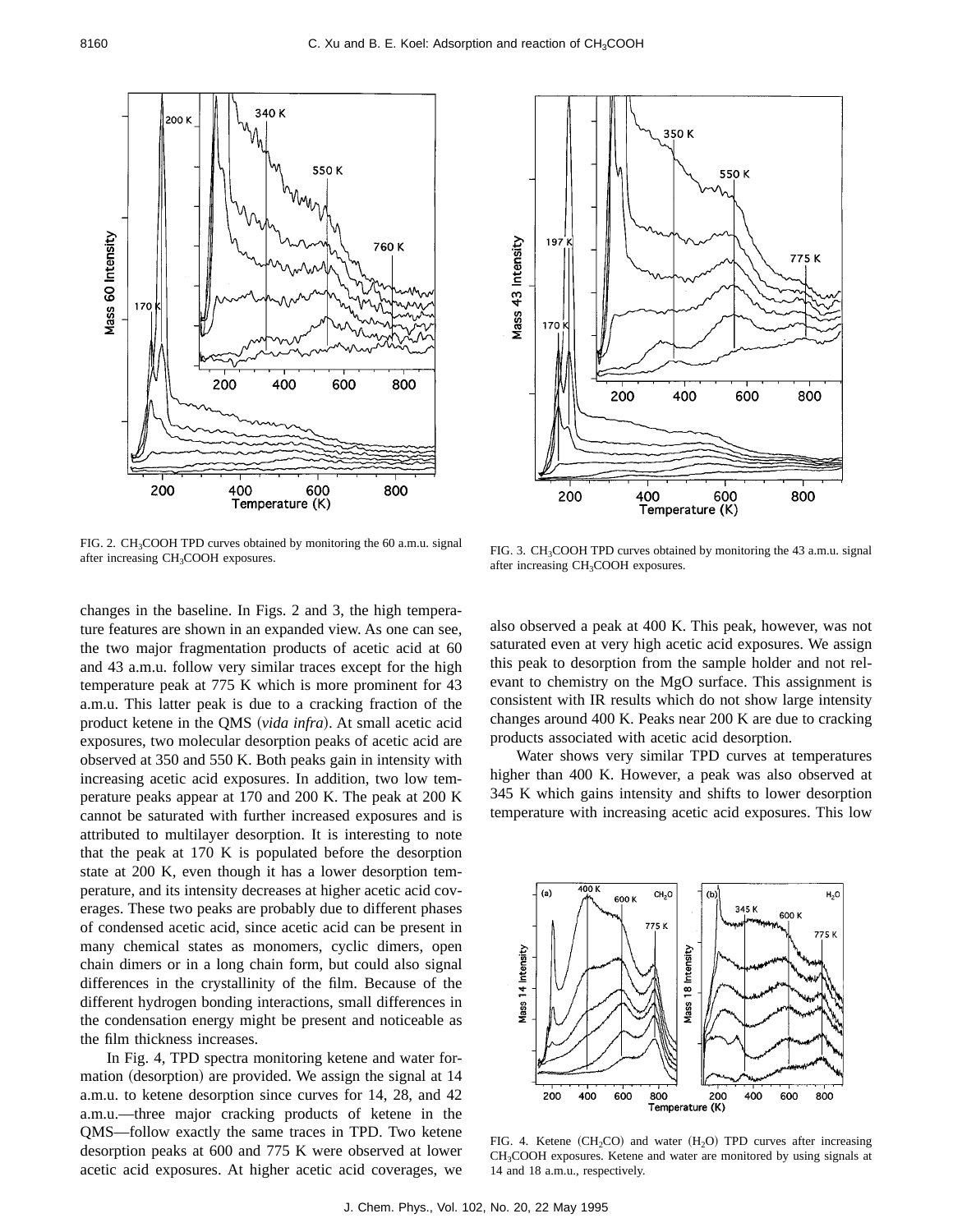FIG. 2. $CH_3COOH$ TPD curves obtained by monitoring the 60 a.m.u. signal after increasing $CH_3COOH$ exposures.

FIG. 3. $CH_3COOH$ TPD curves obtained by monitoring the 43 a.m.u. signal after increasing $CH_3COOH$ exposures.

changes in the baseline. In Figs. 2 and 3, the high temperature features are shown in an expanded view. As one can see, the two major fragmentation products of acetic acid at 60 and 43 a.m.u. follow very similar traces except for the high temperature peak at 775 K which is more prominent for 43 a.m.u. This latter peak is due to a cracking fraction of the product ketene in the QMS (*vida infra*). At small acetic acid exposures, two molecular desorption peaks of acetic acid are observed at 350 and 550 K. Both peaks gain in intensity with increasing acetic acid exposures. In addition, two low temperature peaks appear at 170 and 200 K. The peak at 200 K cannot be saturated with further increased exposures and is attributed to multilayer desorption. It is interesting to note that the peak at 170 K is populated before the desorption state at 200 K, even though it has a lower desorption temperature, and its intensity decreases at higher acetic acid coverages. These two peaks are probably due to different phases of condensed acetic acid, since acetic acid can be present in many chemical states as monomers, cyclic dimers, open chain dimers or in a long chain form, but could also signal differences in the crystallinity of the film. Because of the different hydrogen bonding interactions, small differences in the condensation energy might be present and noticeable as the film thickness increases.

In Fig. 4, TPD spectra monitoring ketene and water formation (desorption) are provided. We assign the signal at 14 a.m.u. to ketene desorption since curves for 14, 28, and 42 a.m.u.—three major cracking products of ketene in the QMS—follow exactly the same traces in TPD. Two ketene desorption peaks at 600 and 775 K were observed at lower acetic acid exposures. At higher acetic acid coverages, we also observed a peak at 400 K. This peak, however, was not saturated even at very high acetic acid exposures. We assign this peak to desorption from the sample holder and not relevant to chemistry on the MgO surface. This assignment is consistent with IR results which do not show large intensity changes around 400 K. Peaks near 200 K are due to cracking products associated with acetic acid desorption.

Water shows very similar TPD curves at temperatures higher than 400 K. However, a peak was also observed at 345 K which gains intensity and shifts to lower desorption temperature with increasing acetic acid exposures. This low

FIG. 4. Ketene ($CH_2CO$) and water ($H_2O$) TPD curves after increasing $CH_3COOH$ exposures. Ketene and water are monitored by using signals at 14 and 18 a.m.u., respectively.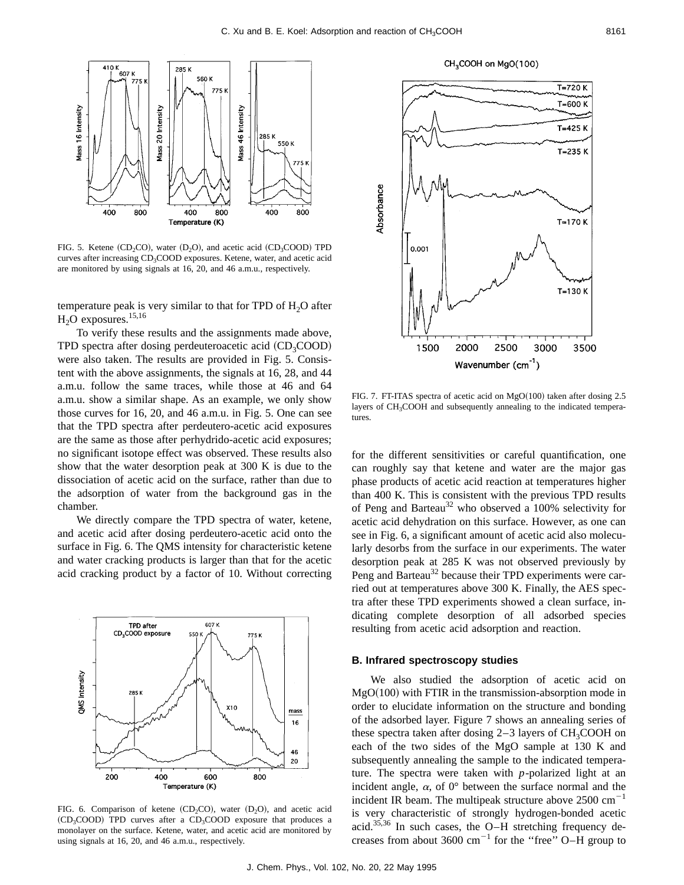FIG. 5. Ketene ($CD_2CO$), water ($D_2O$), and acetic acid ($CD_3COOD$) TPD curves after increasing $CD_3COOD$ exposures. Ketene, water, and acetic acid are monitored by using signals at 16, 20, and 46 a.m.u., respectively.

temperature peak is very similar to that for TPD of $H_2O$ after $H_2O$ exposures.[15,16]

To verify these results and the assignments made above, TPD spectra after dosing perdeuteroacetic acid ($CD_3COOD$) were also taken. The results are provided in Fig. 5. Consistent with the above assignments, the signals at 16, 28, and 44 a.m.u. follow the same traces, while those at 46 and 64 a.m.u. show a similar shape. As an example, we only show those curves for 16, 20, and 46 a.m.u. in Fig. 5. One can see that the TPD spectra after perdeutero-acetic acid exposures are the same as those after perhydrido-acetic acid exposures; no significant isotope effect was observed. These results also show that the water desorption peak at 300 K is due to the dissociation of acetic acid on the surface, rather than due to the adsorption of water from the background gas in the chamber.

We directly compare the TPD spectra of water, ketene, and acetic acid after dosing perdeutero-acetic acid onto the surface in Fig. 6. The QMS intensity for characteristic ketene and water cracking products is larger than that for the acetic acid cracking product by a factor of 10. Without correcting for the different sensitivities or careful quantification, one can roughly say that ketene and water are the major gas phase products of acetic acid reaction at temperatures higher than 400 K. This is consistent with the previous TPD results of Peng and Barteau[32] who observed a 100% selectivity for acetic acid dehydration on this surface. However, as one can see in Fig. 6, a significant amount of acetic acid also molecularly desorbs from the surface in our experiments. The water desorption peak at 285 K was not observed previously by Peng and Barteau[32] because their TPD experiments were carried out at temperatures above 300 K. Finally, the AES spectra after these TPD experiments showed a clean surface, indicating complete desorption of all adsorbed species resulting from acetic acid adsorption and reaction.

FIG. 6. Comparison of ketene ($CD_2CO$), water ($D_2O$), and acetic acid ($CD_3COOD$) TPD curves after a $CD_3COOD$ exposure that produces a monolayer on the surface. Ketene, water, and acetic acid are monitored by using signals at 16, 20, and 46 a.m.u., respectively.

FIG. 7. FT-ITAS spectra of acetic acid on MgO(100) taken after dosing 2.5 layers of $CH_3COOH$ and subsequently annealing to the indicated temperatures.

### B. Infrared spectroscopy studies

We also studied the adsorption of acetic acid on MgO(100) with FTIR in the transmission-absorption mode in order to elucidate information on the structure and bonding of the adsorbed layer. Figure 7 shows an annealing series of these spectra taken after dosing 2–3 layers of $CH_3COOH$ on each of the two sides of the MgO sample at 130 K and subsequently annealing the sample to the indicated temperature. The spectra were taken with $p$-polarized light at an incident angle, $\alpha$, of 0° between the surface normal and the incident IR beam. The multipeak structure above 2500 $cm^{-1}$ is very characteristic of strongly hydrogen-bonded acetic acid.[35,36] In such cases, the O–H stretching frequency decreases from about 3600 $cm^{-1}$ for the "free" O–H group to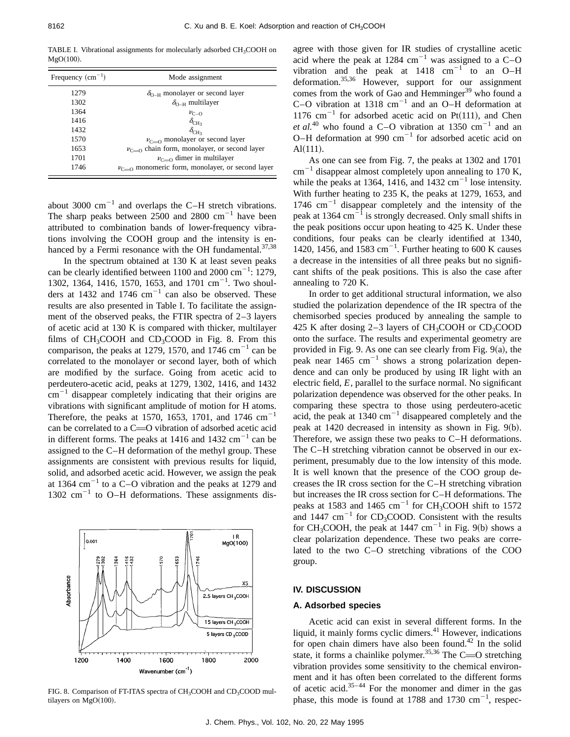TABLE I. Vibrational assignments for molecularly adsorbed $CH_3COOH$ on MgO(100).

| Frequency ($cm^{-1}$) | Mode assignment |
|---|---|
| 1279 | $\delta_{O-H}$ monolayer or second layer |
| 1302 | $\delta_{O-H}$ multilayer |
| 1364 | $\nu_{C-O}$ |
| 1416 | $\delta_{CH_3}$ |
| 1432 | $\delta_{CH_3}$ |
| 1570 | $\nu_{C=O}$ monolayer or second layer |
| 1653 | $\nu_{C=O}$ chain form, monolayer, or second layer |
| 1701 | $\nu_{C=O}$ dimer in multilayer |
| 1746 | $\nu_{C=O}$ monomeric form, monolayer, or second layer |

about 3000 $cm^{-1}$ and overlaps the C–H stretch vibrations. The sharp peaks between 2500 and 2800 $cm^{-1}$ have been attributed to combination bands of lower-frequency vibrations involving the COOH group and the intensity is enhanced by a Fermi resonance with the OH fundamental.[37,38]

In the spectrum obtained at 130 K at least seven peaks can be clearly identified between 1100 and 2000 $cm^{-1}$: 1279, 1302, 1364, 1416, 1570, 1653, and 1701 $cm^{-1}$. Two shoulders at 1432 and 1746 $cm^{-1}$ can also be observed. These results are also presented in Table I. To facilitate the assignment of the observed peaks, the FTIR spectra of 2–3 layers of acetic acid at 130 K is compared with thicker, multilayer films of $CH_3COOH$ and $CD_3COOD$ in Fig. 8. From this comparison, the peaks at 1279, 1570, and 1746 $cm^{-1}$ can be correlated to the monolayer or second layer, both of which are modified by the surface. Going from acetic acid to perdeutero-acetic acid, peaks at 1279, 1302, 1416, and 1432 $cm^{-1}$ disappear completely indicating that their origins are vibrations with significant amplitude of motion for H atoms. Therefore, the peaks at 1570, 1653, 1701, and 1746 $cm^{-1}$ can be correlated to a C=O vibration of adsorbed acetic acid in different forms. The peaks at 1416 and 1432 $cm^{-1}$ can be assigned to the C–H deformation of the methyl group. These assignments are consistent with previous results for liquid, solid, and adsorbed acetic acid. However, we assign the peak at 1364 $cm^{-1}$ to a C–O vibration and the peaks at 1279 and 1302 $cm^{-1}$ to O–H deformations. These assignments disagree with those given for IR studies of crystalline acetic acid where the peak at 1284 $cm^{-1}$ was assigned to a C–O vibration and the peak at 1418 $cm^{-1}$ to an O–H deformation.[35,36] However, support for our assignment comes from the work of Gao and Hemminger[39] who found a C–O vibration at 1318 $cm^{-1}$ and an O–H deformation at 1176 $cm^{-1}$ for adsorbed acetic acid on Pt(111), and Chen *et al.*[40] who found a C–O vibration at 1350 $cm^{-1}$ and an O–H deformation at 990 $cm^{-1}$ for adsorbed acetic acid on Al(111).

FIG. 8. Comparison of FT-ITAS spectra of $CH_3COOH$ and $CD_3COOD$ multilayers on MgO(100).

As one can see from Fig. 7, the peaks at 1302 and 1701 $cm^{-1}$ disappear almost completely upon annealing to 170 K, while the peaks at 1364, 1416, and 1432 $cm^{-1}$ lose intensity. With further heating to 235 K, the peaks at 1279, 1653, and 1746 $cm^{-1}$ disappear completely and the intensity of the peak at 1364 $cm^{-1}$ is strongly decreased. Only small shifts in the peak positions occur upon heating to 425 K. Under these conditions, four peaks can be clearly identified at 1340, 1420, 1456, and 1583 $cm^{-1}$. Further heating to 600 K causes a decrease in the intensities of all three peaks but no significant shifts of the peak positions. This is also the case after annealing to 720 K.

In order to get additional structural information, we also studied the polarization dependence of the IR spectra of the chemisorbed species produced by annealing the sample to 425 K after dosing 2–3 layers of $CH_3COOH$ or $CD_3COOD$ onto the surface. The results and experimental geometry are provided in Fig. 9. As one can see clearly from Fig. 9(a), the peak near 1465 $cm^{-1}$ shows a strong polarization dependence and can only be produced by using IR light with an electric field, *E*, parallel to the surface normal. No significant polarization dependence was observed for the other peaks. In comparing these spectra to those using perdeutero-acetic acid, the peak at 1340 $cm^{-1}$ disappeared completely and the peak at 1420 decreased in intensity as shown in Fig. 9(b). Therefore, we assign these two peaks to C–H deformations. The C–H stretching vibration cannot be observed in our experiment, presumably due to the low intensity of this mode. It is well known that the presence of the COO group decreases the IR cross section for the C–H stretching vibration but increases the IR cross section for C–H deformations. The peaks at 1583 and 1465 $cm^{-1}$ for $CH_3COOH$ shift to 1572 and 1447 $cm^{-1}$ for $CD_3COOD$. Consistent with the results for $CH_3COOH$, the peak at 1447 $cm^{-1}$ in Fig. 9(b) shows a clear polarization dependence. These two peaks are correlated to the two C–O stretching vibrations of the COO group.

## IV. DISCUSSION

### A. Adsorbed species

Acetic acid can exist in several different forms. In the liquid, it mainly forms cyclic dimers.[41] However, indications for open chain dimers have also been found.[42] In the solid state, it forms a chainlike polymer.[35,36] The C=O stretching vibration provides some sensitivity to the chemical environment and it has often been correlated to the different forms of acetic acid.[35–44] For the monomer and dimer in the gas phase, this mode is found at 1788 and 1730 $cm^{-1}$, respec-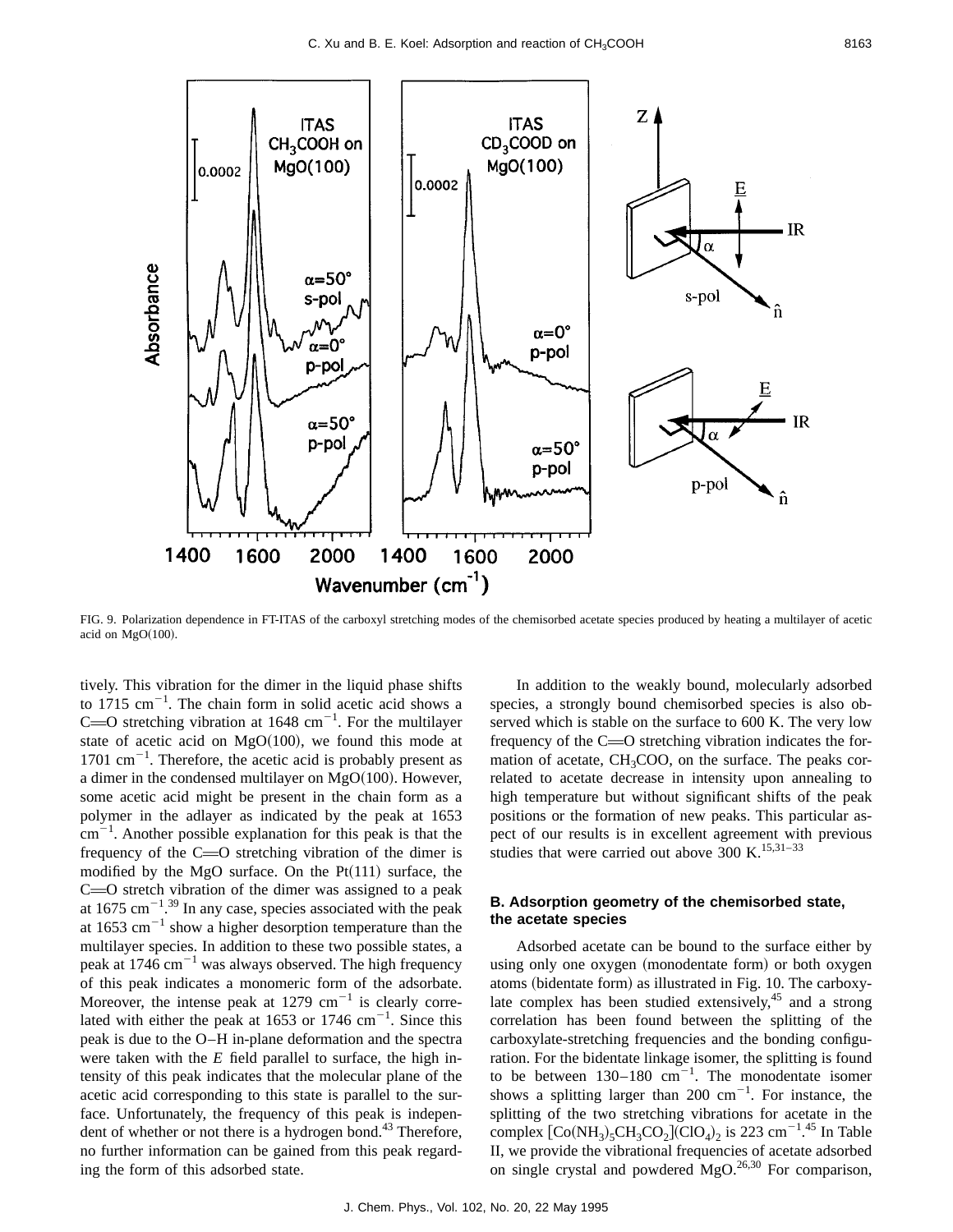FIG. 9. Polarization dependence in FT-ITAS of the carboxyl stretching modes of the chemisorbed acetate species produced by heating a multilayer of acetic acid on MgO(100).

tively. This vibration for the dimer in the liquid phase shifts to 1715 $cm^{-1}$. The chain form in solid acetic acid shows a C═O stretching vibration at 1648 $cm^{-1}$. For the multilayer state of acetic acid on MgO(100), we found this mode at 1701 $cm^{-1}$. Therefore, the acetic acid is probably present as a dimer in the condensed multilayer on MgO(100). However, some acetic acid might be present in the chain form as a polymer in the adlayer as indicated by the peak at 1653 $cm^{-1}$. Another possible explanation for this peak is that the frequency of the C═O stretching vibration of the dimer is modified by the MgO surface. On the Pt(111) surface, the C═O stretch vibration of the dimer was assigned to a peak at 1675 $cm^{-1}$.[39] In any case, species associated with the peak at 1653 $cm^{-1}$ show a higher desorption temperature than the multilayer species. In addition to these two possible states, a peak at 1746 $cm^{-1}$ was always observed. The high frequency of this peak indicates a monomeric form of the adsorbate. Moreover, the intense peak at 1279 $cm^{-1}$ is clearly correlated with either the peak at 1653 or 1746 $cm^{-1}$. Since this peak is due to the O–H in-plane deformation and the spectra were taken with the $E$ field parallel to surface, the high intensity of this peak indicates that the molecular plane of the acetic acid corresponding to this state is parallel to the surface. Unfortunately, the frequency of this peak is independent of whether or not there is a hydrogen bond.[43] Therefore, no further information can be gained from this peak regarding the form of this adsorbed state.

In addition to the weakly bound, molecularly adsorbed species, a strongly bound chemisorbed species is also observed which is stable on the surface to 600 K. The very low frequency of the C═O stretching vibration indicates the formation of acetate, $CH_3COO$, on the surface. The peaks correlated to acetate decrease in intensity upon annealing to high temperature but without significant shifts of the peak positions or the formation of new peaks. This particular aspect of our results is in excellent agreement with previous studies that were carried out above 300 K.[15,31–33]

### B. Adsorption geometry of the chemisorbed state, the acetate species

Adsorbed acetate can be bound to the surface either by using only one oxygen (monodentate form) or both oxygen atoms (bidentate form) as illustrated in Fig. 10. The carboxylate complex has been studied extensively,[45] and a strong correlation has been found between the splitting of the carboxylate-stretching frequencies and the bonding configuration. For the bidentate linkage isomer, the splitting is found to be between 130–180 $cm^{-1}$. The monodentate isomer shows a splitting larger than 200 $cm^{-1}$. For instance, the splitting of the two stretching vibrations for acetate in the complex $[Co(NH_3)_5CH_3CO_2](ClO_4)_2$ is 223 $cm^{-1}$.[45] In Table II, we provide the vibrational frequencies of acetate adsorbed on single crystal and powdered MgO.[26,30] For comparison,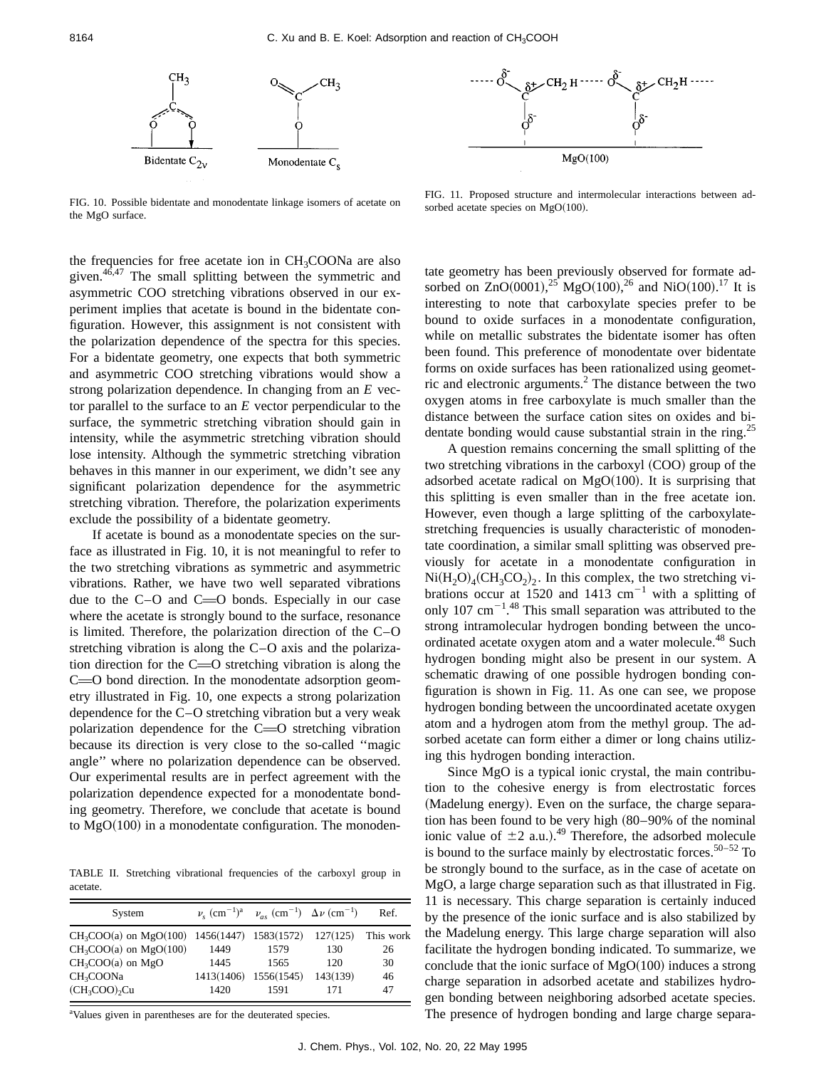FIG. 10. Possible bidentate and monodentate linkage isomers of acetate on the MgO surface.

FIG. 11. Proposed structure and intermolecular interactions between adsorbed acetate species on MgO(100).

the frequencies for free acetate ion in $CH_3COONa$ are also given.[46,47] The small splitting between the symmetric and asymmetric COO stretching vibrations observed in our experiment implies that acetate is bound in the bidentate configuration. However, this assignment is not consistent with the polarization dependence of the spectra for this species. For a bidentate geometry, one expects that both symmetric and asymmetric COO stretching vibrations would show a strong polarization dependence. In changing from an $E$ vector parallel to the surface to an $E$ vector perpendicular to the surface, the symmetric stretching vibration should gain in intensity, while the asymmetric stretching vibration should lose intensity. Although the symmetric stretching vibration behaves in this manner in our experiment, we didn't see any significant polarization dependence for the asymmetric stretching vibration. Therefore, the polarization experiments exclude the possibility of a bidentate geometry.

If acetate is bound as a monodentate species on the surface as illustrated in Fig. 10, it is not meaningful to refer to the two stretching vibrations as symmetric and asymmetric vibrations. Rather, we have two well separated vibrations due to the C–O and C=O bonds. Especially in our case where the acetate is strongly bound to the surface, resonance is limited. Therefore, the polarization direction of the C–O stretching vibration is along the C–O axis and the polarization direction for the C=O stretching vibration is along the C=O bond direction. In the monodentate adsorption geometry illustrated in Fig. 10, one expects a strong polarization dependence for the C–O stretching vibration but a very weak polarization dependence for the C=O stretching vibration because its direction is very close to the so-called "magic angle" where no polarization dependence can be observed. Our experimental results are in perfect agreement with the polarization dependence expected for a monodentate bonding geometry. Therefore, we conclude that acetate is bound to MgO(100) in a monodentate configuration. The monodentate geometry has been previously observed for formate adsorbed on ZnO(0001),[25] MgO(100),[26] and NiO(100).[17] It is interesting to note that carboxylate species prefer to be bound to oxide surfaces in a monodentate configuration, while on metallic substrates the bidentate isomer has often been found. This preference of monodentate over bidentate forms on oxide surfaces has been rationalized using geometric and electronic arguments.[2] The distance between the two oxygen atoms in free carboxylate is much smaller than the distance between the surface cation sites on oxides and bidentate bonding would cause substantial strain in the ring.[25]

TABLE II. Stretching vibrational frequencies of the carboxyl group in acetate.

| System | $\nu_s$ (cm$^{-1}$)[a] | $\nu_{as}$ (cm$^{-1}$) | $\Delta\nu$ (cm$^{-1}$) | Ref. |
|---|---|---|---|---|
| $CH_3COO$(a) on MgO(100) | 1456(1447) | 1583(1572) | 127(125) | This work |
| $CH_3COO$(a) on MgO(100) | 1449 | 1579 | 130 | 26 |
| $CH_3COO$(a) on MgO | 1445 | 1565 | 120 | 30 |
| $CH_3COONa$ | 1413(1406) | 1556(1545) | 143(139) | 46 |
| $(CH_3COO)_2Cu$ | 1420 | 1591 | 171 | 47 |

[a]Values given in parentheses are for the deuterated species.

A question remains concerning the small splitting of the two stretching vibrations in the carboxyl (COO) group of the adsorbed acetate radical on MgO(100). It is surprising that this splitting is even smaller than in the free acetate ion. However, even though a large splitting of the carboxylate-stretching frequencies is usually characteristic of monodentate coordination, a similar small splitting was observed previously for acetate in a monodentate configuration in $Ni(H_2O)_4(CH_3CO_2)_2$. In this complex, the two stretching vibrations occur at 1520 and 1413 cm$^{-1}$ with a splitting of only 107 cm$^{-1}$.[48] This small separation was attributed to the strong intramolecular hydrogen bonding between the uncoordinated acetate oxygen atom and a water molecule.[48] Such hydrogen bonding might also be present in our system. A schematic drawing of one possible hydrogen bonding configuration is shown in Fig. 11. As one can see, we propose hydrogen bonding between the uncoordinated acetate oxygen atom and a hydrogen atom from the methyl group. The adsorbed acetate can form either a dimer or long chains utilizing this hydrogen bonding interaction.

Since MgO is a typical ionic crystal, the main contribution to the cohesive energy is from electrostatic forces (Madelung energy). Even on the surface, the charge separation has been found to be very high (80–90% of the nominal ionic value of $\pm 2$ a.u.).[49] Therefore, the adsorbed molecule is bound to the surface mainly by electrostatic forces.[50–52] To be strongly bound to the surface, as in the case of acetate on MgO, a large charge separation such as that illustrated in Fig. 11 is necessary. This charge separation is certainly induced by the presence of the ionic surface and is also stabilized by the Madelung energy. This large charge separation will also facilitate the hydrogen bonding indicated. To summarize, we conclude that the ionic surface of MgO(100) induces a strong charge separation in adsorbed acetate and stabilizes hydrogen bonding between neighboring adsorbed acetate species. The presence of hydrogen bonding and large charge separa-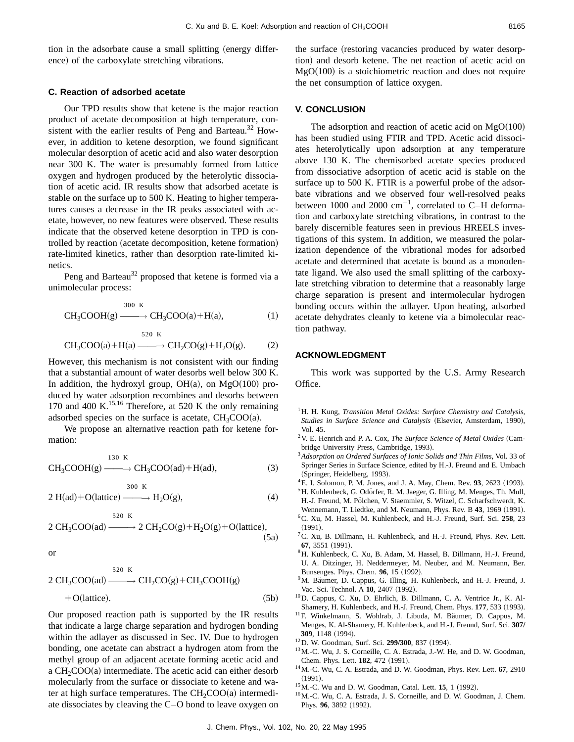tion in the adsorbate cause a small splitting (energy difference) of the carboxylate stretching vibrations.

### C. Reaction of adsorbed acetate

Our TPD results show that ketene is the major reaction product of acetate decomposition at high temperature, consistent with the earlier results of Peng and Barteau.[32] However, in addition to ketene desorption, we found significant molecular desorption of acetic acid and also water desorption near 300 K. The water is presumably formed from lattice oxygen and hydrogen produced by the heterolytic dissociation of acetic acid. IR results show that adsorbed acetate is stable on the surface up to 500 K. Heating to higher temperatures causes a decrease in the IR peaks associated with acetate, however, no new features were observed. These results indicate that the observed ketene desorption in TPD is controlled by reaction (acetate decomposition, ketene formation) rate-limited kinetics, rather than desorption rate-limited kinetics.

Peng and Barteau[32] proposed that ketene is formed via a unimolecular process:

$$CH_3COOH(g) \xrightarrow{300\ K} CH_3COO(a) + H(a), \tag{1}$$

$$CH_3COO(a) + H(a) \xrightarrow{520\ K} CH_2CO(g) + H_2O(g). \tag{2}$$

However, this mechanism is not consistent with our finding that a substantial amount of water desorbs well below 300 K. In addition, the hydroxyl group, OH(a), on MgO(100) produced by water adsorption recombines and desorbs between 170 and 400 K.[15,16] Therefore, at 520 K the only remaining adsorbed species on the surface is acetate, $CH_3COO(a)$.

We propose an alternative reaction path for ketene formation:

$$CH_3COOH(g) \xrightarrow{130\ K} CH_3COO(ad) + H(ad), \tag{3}$$

$$2\ H(ad) + O(lattice) \xrightarrow{300\ K} H_2O(g), \tag{4}$$

$$2\ CH_3COO(ad) \xrightarrow{520\ K} 2\ CH_2CO(g) + H_2O(g) + O(lattice), \tag{5a}$$

or

$$2\ CH_3COO(ad) \xrightarrow{520\ K} CH_2CO(g) + CH_3COOH(g) + O(lattice). \tag{5b}$$

Our proposed reaction path is supported by the IR results that indicate a large charge separation and hydrogen bonding within the adlayer as discussed in Sec. IV. Due to hydrogen bonding, one acetate can abstract a hydrogen atom from the methyl group of an adjacent acetate forming acetic acid and a $CH_2COO(a)$ intermediate. The acetic acid can either desorb molecularly from the surface or dissociate to ketene and water at high surface temperatures. The $CH_2COO(a)$ intermediate dissociates by cleaving the C–O bond to leave oxygen on the surface (restoring vacancies produced by water desorption) and desorb ketene. The net reaction of acetic acid on MgO(100) is a stoichiometric reaction and does not require the net consumption of lattice oxygen.

## V. CONCLUSION

The adsorption and reaction of acetic acid on MgO(100) has been studied using FTIR and TPD. Acetic acid dissociates heterolytically upon adsorption at any temperature above 130 K. The chemisorbed acetate species produced from dissociative adsorption of acetic acid is stable on the surface up to 500 K. FTIR is a powerful probe of the adsorbate vibrations and we observed four well-resolved peaks between 1000 and 2000 $cm^{-1}$, correlated to C–H deformation and carboxylate stretching vibrations, in contrast to the barely discernible features seen in previous HREELS investigations of this system. In addition, we measured the polarization dependence of the vibrational modes for adsorbed acetate and determined that acetate is bound as a monodentate ligand. We also used the small splitting of the carboxylate stretching vibration to determine that a reasonably large charge separation is present and intermolecular hydrogen bonding occurs within the adlayer. Upon heating, adsorbed acetate dehydrates cleanly to ketene via a bimolecular reaction pathway.

## ACKNOWLEDGMENT

This work was supported by the U.S. Army Research Office.

[1] H. H. Kung, *Transition Metal Oxides: Surface Chemistry and Catalysis, Studies in Surface Science and Catalysis* (Elsevier, Amsterdam, 1990), Vol. 45.

[2] V. E. Henrich and P. A. Cox, *The Surface Science of Metal Oxides* (Cambridge University Press, Cambridge, 1993).

[3] *Adsorption on Ordered Surfaces of Ionic Solids and Thin Films*, Vol. 33 of Springer Series in Surface Science, edited by H.-J. Freund and E. Umbach (Springer, Heidelberg, 1993).

[4] E. I. Solomon, P. M. Jones, and J. A. May, Chem. Rev. **93**, 2623 (1993).

[5] H. Kuhlenbeck, G. Odörfer, R. M. Jaeger, G. Illing, M. Menges, Th. Mull, H.-J. Freund, M. Pölchen, V. Staemmler, S. Witzel, C. Scharfschwerdt, K. Wennemann, T. Liedtke, and M. Neumann, Phys. Rev. B **43**, 1969 (1991).

[6] C. Xu, M. Hassel, M. Kuhlenbeck, and H.-J. Freund, Surf. Sci. **258**, 23 (1991).

[7] C. Xu, B. Dillmann, H. Kuhlenbeck, and H.-J. Freund, Phys. Rev. Lett. **67**, 3551 (1991).

[8] H. Kuhlenbeck, C. Xu, B. Adam, M. Hassel, B. Dillmann, H.-J. Freund, U. A. Ditzinger, H. Neddermeyer, M. Neuber, and M. Neumann, Ber. Bunsenges. Phys. Chem. **96**, 15 (1992).

[9] M. Bäumer, D. Cappus, G. Illing, H. Kuhlenbeck, and H.-J. Freund, J. Vac. Sci. Technol. A **10**, 2407 (1992).

[10] D. Cappus, C. Xu, D. Ehrlich, B. Dillmann, C. A. Ventrice Jr., K. Al-Shamery, H. Kuhlenbeck, and H.-J. Freund, Chem. Phys. **177**, 533 (1993).

[11] F. Winkelmann, S. Wohlrab, J. Libuda, M. Bäumer, D. Cappus, M. Menges, K. Al-Shamery, H. Kuhlenbeck, and H.-J. Freund, Surf. Sci. **307/309**, 1148 (1994).

[12] D. W. Goodman, Surf. Sci. **299/300**, 837 (1994).

[13] M.-C. Wu, J. S. Corneille, C. A. Estrada, J.-W. He, and D. W. Goodman, Chem. Phys. Lett. **182**, 472 (1991).

[14] M.-C. Wu, C. A. Estrada, and D. W. Goodman, Phys. Rev. Lett. **67**, 2910 (1991).

[15] M.-C. Wu and D. W. Goodman, Catal. Lett. **15**, 1 (1992).

[16] M.-C. Wu, C. A. Estrada, J. S. Corneille, and D. W. Goodman, J. Chem. Phys. **96**, 3892 (1992).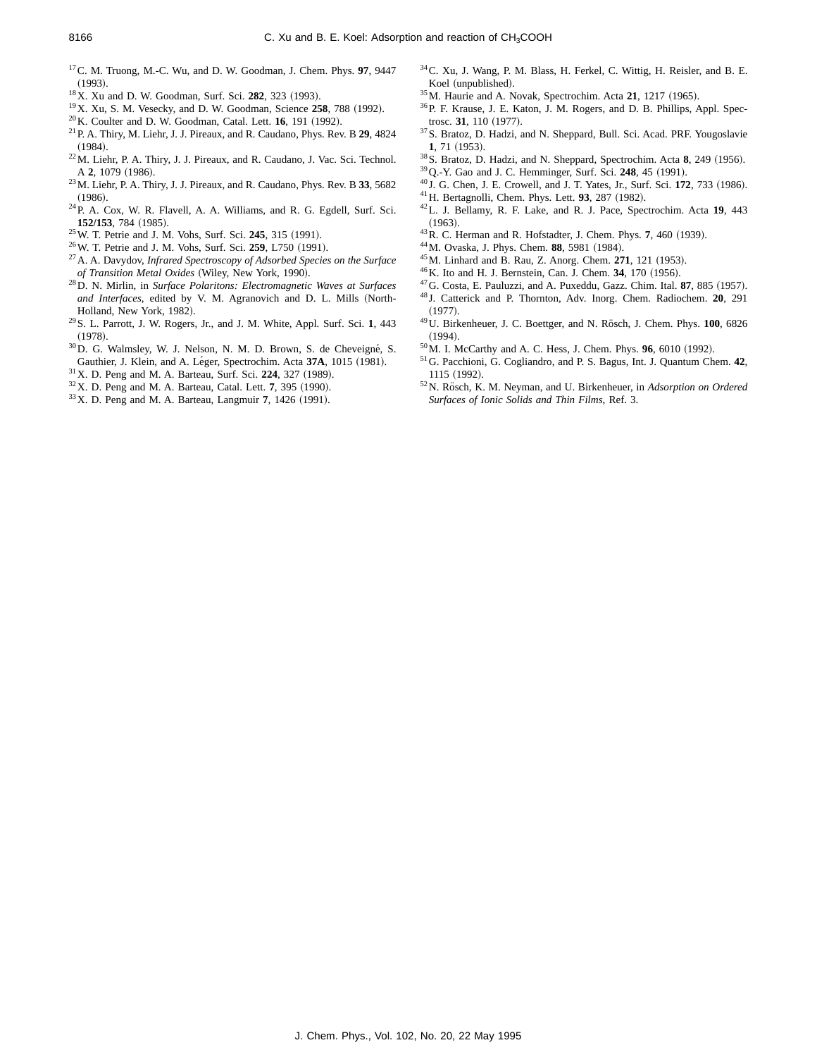[17] C. M. Truong, M.-C. Wu, and D. W. Goodman, J. Chem. Phys. **97**, 9447 (1993).

[18] X. Xu and D. W. Goodman, Surf. Sci. **282**, 323 (1993).

[19] X. Xu, S. M. Vesecky, and D. W. Goodman, Science **258**, 788 (1992).

[20] K. Coulter and D. W. Goodman, Catal. Lett. **16**, 191 (1992).

[21] P. A. Thiry, M. Liehr, J. J. Pireaux, and R. Caudano, Phys. Rev. B **29**, 4824 (1984).

[22] M. Liehr, P. A. Thiry, J. J. Pireaux, and R. Caudano, J. Vac. Sci. Technol. A **2**, 1079 (1986).

[23] M. Liehr, P. A. Thiry, J. J. Pireaux, and R. Caudano, Phys. Rev. B **33**, 5682 (1986).

[24] P. A. Cox, W. R. Flavell, A. A. Williams, and R. G. Egdell, Surf. Sci. **152/153**, 784 (1985).

[25] W. T. Petrie and J. M. Vohs, Surf. Sci. **245**, 315 (1991).

[26] W. T. Petrie and J. M. Vohs, Surf. Sci. **259**, L750 (1991).

[27] A. A. Davydov, *Infrared Spectroscopy of Adsorbed Species on the Surface of Transition Metal Oxides* (Wiley, New York, 1990).

[28] D. N. Mirlin, in *Surface Polaritons: Electromagnetic Waves at Surfaces and Interfaces*, edited by V. M. Agranovich and D. L. Mills (North-Holland, New York, 1982).

[29] S. L. Parrott, J. W. Rogers, Jr., and J. M. White, Appl. Surf. Sci. **1**, 443 (1978).

[30] D. G. Walmsley, W. J. Nelson, N. M. D. Brown, S. de Cheveigné, S. Gauthier, J. Klein, and A. Léger, Spectrochim. Acta **37A**, 1015 (1981).

[31] X. D. Peng and M. A. Barteau, Surf. Sci. **224**, 327 (1989).

[32] X. D. Peng and M. A. Barteau, Catal. Lett. **7**, 395 (1990).

[33] X. D. Peng and M. A. Barteau, Langmuir **7**, 1426 (1991).

[34] C. Xu, J. Wang, P. M. Blass, H. Ferkel, C. Wittig, H. Reisler, and B. E. Koel (unpublished).

[35] M. Haurie and A. Novak, Spectrochim. Acta **21**, 1217 (1965).

[36] P. F. Krause, J. E. Katon, J. M. Rogers, and D. B. Phillips, Appl. Spectrosc. **31**, 110 (1977).

[37] S. Bratoz, D. Hadzi, and N. Sheppard, Bull. Sci. Acad. PRF. Yougoslavie **1**, 71 (1953).

[38] S. Bratoz, D. Hadzi, and N. Sheppard, Spectrochim. Acta **8**, 249 (1956).

[39] Q.-Y. Gao and J. C. Hemminger, Surf. Sci. **248**, 45 (1991).

[40] J. G. Chen, J. E. Crowell, and J. T. Yates, Jr., Surf. Sci. **172**, 733 (1986).

[41] H. Bertagnolli, Chem. Phys. Lett. **93**, 287 (1982).

[42] L. J. Bellamy, R. F. Lake, and R. J. Pace, Spectrochim. Acta **19**, 443 (1963).

[43] R. C. Herman and R. Hofstadter, J. Chem. Phys. **7**, 460 (1939).

[44] M. Ovaska, J. Phys. Chem. **88**, 5981 (1984).

[45] M. Linhard and B. Rau, Z. Anorg. Chem. **271**, 121 (1953).

[46] K. Ito and H. J. Bernstein, Can. J. Chem. **34**, 170 (1956).

[47] G. Costa, E. Pauluzzi, and A. Puxeddu, Gazz. Chim. Ital. **87**, 885 (1957).

[48] J. Catterick and P. Thornton, Adv. Inorg. Chem. Radiochem. **20**, 291 (1977).

[49] U. Birkenheuer, J. C. Boettger, and N. Rösch, J. Chem. Phys. **100**, 6826 (1994).

[50] M. I. McCarthy and A. C. Hess, J. Chem. Phys. **96**, 6010 (1992).

[51] G. Pacchioni, G. Cogliandro, and P. S. Bagus, Int. J. Quantum Chem. **42**, 1115 (1992).

[52] N. Rösch, K. M. Neyman, and U. Birkenheuer, in *Adsorption on Ordered Surfaces of Ionic Solids and Thin Films*, Ref. 3.